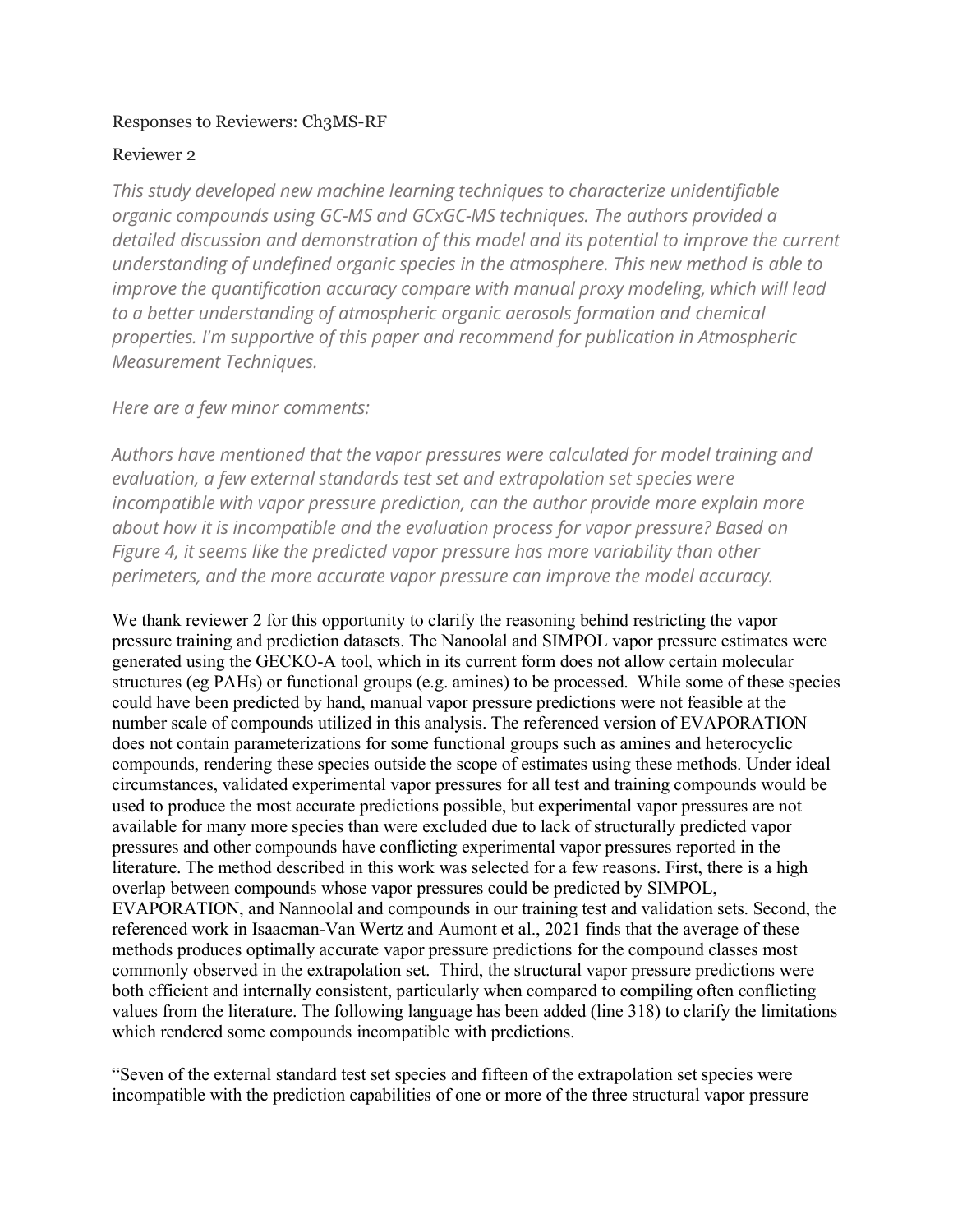Responses to Reviewers: Ch3MS-RF

Reviewer 2

*This study developed new machine learning techniques to characterize unidentifiable organic compounds using GC-MS and GCxGC-MS techniques. The authors provided a detailed discussion and demonstration of this model and its potential to improve the current understanding of undefined organic species in the atmosphere. This new method is able to improve the quantification accuracy compare with manual proxy modeling, which will lead to a better understanding of atmospheric organic aerosols formation and chemical properties. I'm supportive of this paper and recommend for publication in Atmospheric Measurement Techniques.*

*Here are a few minor comments:*

*Authors have mentioned that the vapor pressures were calculated for model training and evaluation, a few external standards test set and extrapolation set species were incompatible with vapor pressure prediction, can the author provide more explain more about how it is incompatible and the evaluation process for vapor pressure? Based on Figure 4, it seems like the predicted vapor pressure has more variability than other perimeters, and the more accurate vapor pressure can improve the model accuracy.*

We thank reviewer 2 for this opportunity to clarify the reasoning behind restricting the vapor pressure training and prediction datasets. The Nanoolal and SIMPOL vapor pressure estimates were generated using the GECKO-A tool, which in its current form does not allow certain molecular structures (eg PAHs) or functional groups (e.g. amines) to be processed. While some of these species could have been predicted by hand, manual vapor pressure predictions were not feasible at the number scale of compounds utilized in this analysis. The referenced version of EVAPORATION does not contain parameterizations for some functional groups such as amines and heterocyclic compounds, rendering these species outside the scope of estimates using these methods. Under ideal circumstances, validated experimental vapor pressures for all test and training compounds would be used to produce the most accurate predictions possible, but experimental vapor pressures are not available for many more species than were excluded due to lack of structurally predicted vapor pressures and other compounds have conflicting experimental vapor pressures reported in the literature. The method described in this work was selected for a few reasons. First, there is a high overlap between compounds whose vapor pressures could be predicted by SIMPOL, EVAPORATION, and Nannoolal and compounds in our training test and validation sets. Second, the referenced work in Isaacman-Van Wertz and Aumont et al., 2021 finds that the average of these methods produces optimally accurate vapor pressure predictions for the compound classes most commonly observed in the extrapolation set. Third, the structural vapor pressure predictions were both efficient and internally consistent, particularly when compared to compiling often conflicting values from the literature. The following language has been added (line 318) to clarify the limitations which rendered some compounds incompatible with predictions.

"Seven of the external standard test set species and fifteen of the extrapolation set species were incompatible with the prediction capabilities of one or more of the three structural vapor pressure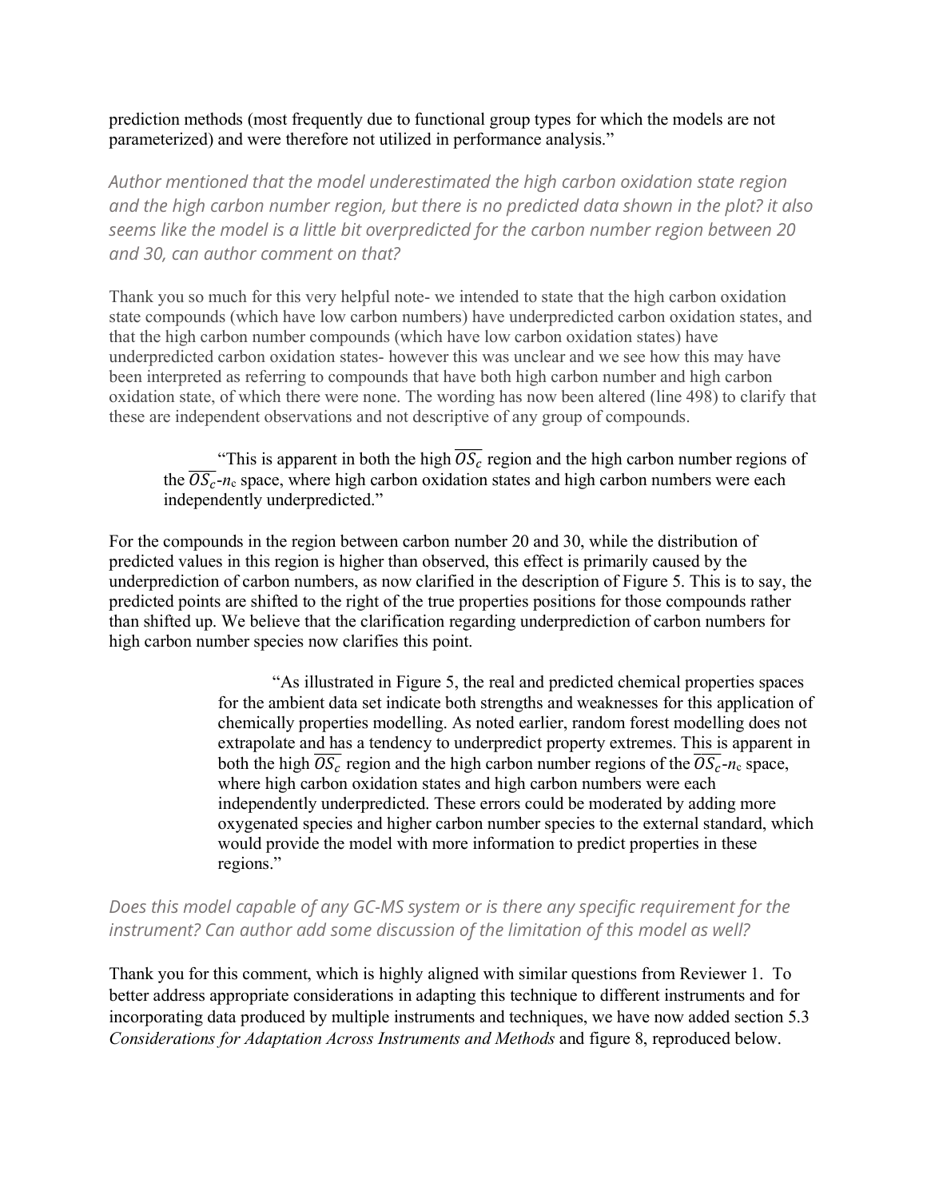prediction methods (most frequently due to functional group types for which the models are not parameterized) and were therefore not utilized in performance analysis."

*Author mentioned that the model underestimated the high carbon oxidation state region and the high carbon number region, but there is no predicted data shown in the plot? it also seems like the model is a little bit overpredicted for the carbon number region between 20 and 30, can author comment on that?*

Thank you so much for this very helpful note- we intended to state that the high carbon oxidation state compounds (which have low carbon numbers) have underpredicted carbon oxidation states, and that the high carbon number compounds (which have low carbon oxidation states) have underpredicted carbon oxidation states- however this was unclear and we see how this may have been interpreted as referring to compounds that have both high carbon number and high carbon oxidation state, of which there were none. The wording has now been altered (line 498) to clarify that these are independent observations and not descriptive of any group of compounds.

> "This is apparent in both the high $\overline{OS_c}$ region and the high carbon number regions of the $\overline{OS_c}$-$n_c$ space, where high carbon oxidation states and high carbon numbers were each independently underpredicted."

For the compounds in the region between carbon number 20 and 30, while the distribution of predicted values in this region is higher than observed, this effect is primarily caused by the underprediction of carbon numbers, as now clarified in the description of Figure 5. This is to say, the predicted points are shifted to the right of the true properties positions for those compounds rather than shifted up. We believe that the clarification regarding underprediction of carbon numbers for high carbon number species now clarifies this point.

> "As illustrated in Figure 5, the real and predicted chemical properties spaces for the ambient data set indicate both strengths and weaknesses for this application of chemically properties modelling. As noted earlier, random forest modelling does not extrapolate and has a tendency to underpredict property extremes. This is apparent in both the high $\overline{OS_c}$ region and the high carbon number regions of the $\overline{OS_c}$-$n_c$ space, where high carbon oxidation states and high carbon numbers were each independently underpredicted. These errors could be moderated by adding more oxygenated species and higher carbon number species to the external standard, which would provide the model with more information to predict properties in these regions."

*Does this model capable of any GC-MS system or is there any specific requirement for the instrument? Can author add some discussion of the limitation of this model as well?*

Thank you for this comment, which is highly aligned with similar questions from Reviewer 1. To better address appropriate considerations in adapting this technique to different instruments and for incorporating data produced by multiple instruments and techniques, we have now added section 5.3 *Considerations for Adaptation Across Instruments and Methods* and figure 8, reproduced below.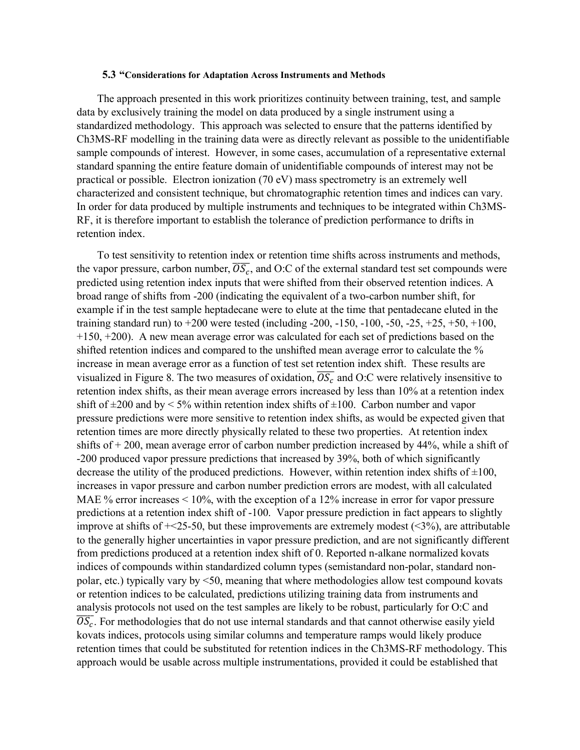### 5.3 "Considerations for Adaptation Across Instruments and Methods

The approach presented in this work prioritizes continuity between training, test, and sample data by exclusively training the model on data produced by a single instrument using a standardized methodology. This approach was selected to ensure that the patterns identified by Ch3MS-RF modelling in the training data were as directly relevant as possible to the unidentifiable sample compounds of interest. However, in some cases, accumulation of a representative external standard spanning the entire feature domain of unidentifiable compounds of interest may not be practical or possible. Electron ionization (70 eV) mass spectrometry is an extremely well characterized and consistent technique, but chromatographic retention times and indices can vary. In order for data produced by multiple instruments and techniques to be integrated within Ch3MS-RF, it is therefore important to establish the tolerance of prediction performance to drifts in retention index.

To test sensitivity to retention index or retention time shifts across instruments and methods, the vapor pressure, carbon number, $\overline{OS_c}$, and O:C of the external standard test set compounds were predicted using retention index inputs that were shifted from their observed retention indices. A broad range of shifts from -200 (indicating the equivalent of a two-carbon number shift, for example if in the test sample heptadecane were to elute at the time that pentadecane eluted in the training standard run) to +200 were tested (including -200, -150, -100, -50, -25, +25, +50, +100, +150, +200). A new mean average error was calculated for each set of predictions based on the shifted retention indices and compared to the unshifted mean average error to calculate the % increase in mean average error as a function of test set retention index shift. These results are visualized in Figure 8. The two measures of oxidation, $\overline{OS_c}$ and O:C were relatively insensitive to retention index shifts, as their mean average errors increased by less than 10% at a retention index shift of ±200 and by < 5% within retention index shifts of ±100. Carbon number and vapor pressure predictions were more sensitive to retention index shifts, as would be expected given that retention times are more directly physically related to these two properties. At retention index shifts of + 200, mean average error of carbon number prediction increased by 44%, while a shift of -200 produced vapor pressure predictions that increased by 39%, both of which significantly decrease the utility of the produced predictions. However, within retention index shifts of ±100, increases in vapor pressure and carbon number prediction errors are modest, with all calculated MAE % error increases < 10%, with the exception of a 12% increase in error for vapor pressure predictions at a retention index shift of -100. Vapor pressure prediction in fact appears to slightly improve at shifts of +<25-50, but these improvements are extremely modest (<3%), are attributable to the generally higher uncertainties in vapor pressure prediction, and are not significantly different from predictions produced at a retention index shift of 0. Reported n-alkane normalized kovats indices of compounds within standardized column types (semistandard non-polar, standard non-polar, etc.) typically vary by <50, meaning that where methodologies allow test compound kovats or retention indices to be calculated, predictions utilizing training data from instruments and analysis protocols not used on the test samples are likely to be robust, particularly for O:C and $\overline{OS_c}$. For methodologies that do not use internal standards and that cannot otherwise easily yield kovats indices, protocols using similar columns and temperature ramps would likely produce retention times that could be substituted for retention indices in the Ch3MS-RF methodology. This approach would be usable across multiple instrumentations, provided it could be established that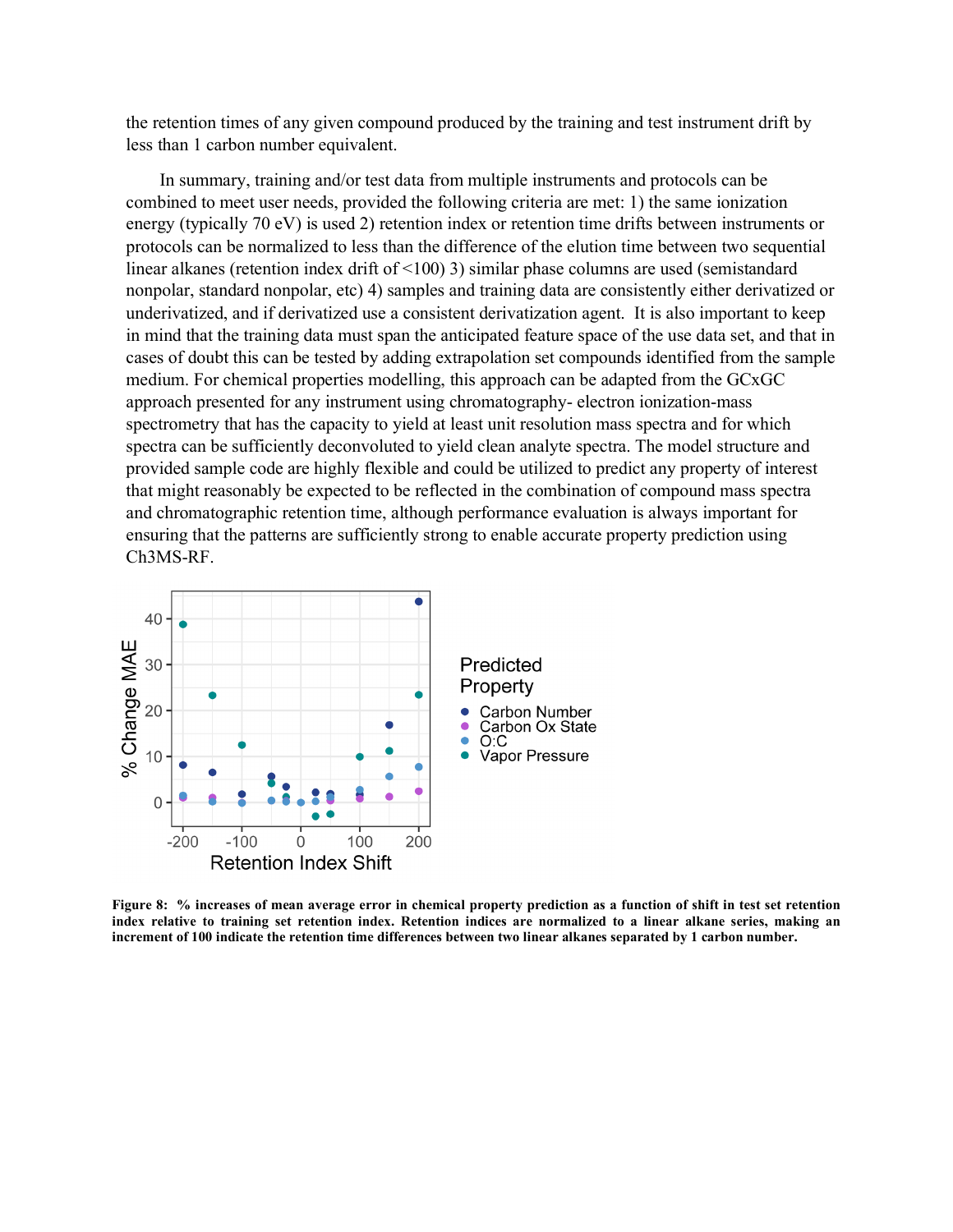the retention times of any given compound produced by the training and test instrument drift by less than 1 carbon number equivalent.

In summary, training and/or test data from multiple instruments and protocols can be combined to meet user needs, provided the following criteria are met: 1) the same ionization energy (typically 70 eV) is used 2) retention index or retention time drifts between instruments or protocols can be normalized to less than the difference of the elution time between two sequential linear alkanes (retention index drift of <100) 3) similar phase columns are used (semistandard nonpolar, standard nonpolar, etc) 4) samples and training data are consistently either derivatized or underivatized, and if derivatized use a consistent derivatization agent. It is also important to keep in mind that the training data must span the anticipated feature space of the use data set, and that in cases of doubt this can be tested by adding extrapolation set compounds identified from the sample medium. For chemical properties modelling, this approach can be adapted from the GCxGC approach presented for any instrument using chromatography- electron ionization-mass spectrometry that has the capacity to yield at least unit resolution mass spectra and for which spectra can be sufficiently deconvoluted to yield clean analyte spectra. The model structure and provided sample code are highly flexible and could be utilized to predict any property of interest that might reasonably be expected to be reflected in the combination of compound mass spectra and chromatographic retention time, although performance evaluation is always important for ensuring that the patterns are sufficiently strong to enable accurate property prediction using Ch3MS-RF.

% Change MAE

40
30
20
10
0

-200 -100 0 100 200

Retention Index Shift

Predicted Property
Carbon Number
Carbon Ox State
O:C
Vapor Pressure

**Figure 8: % increases of mean average error in chemical property prediction as a function of shift in test set retention index relative to training set retention index. Retention indices are normalized to a linear alkane series, making an increment of 100 indicate the retention time differences between two linear alkanes separated by 1 carbon number.**